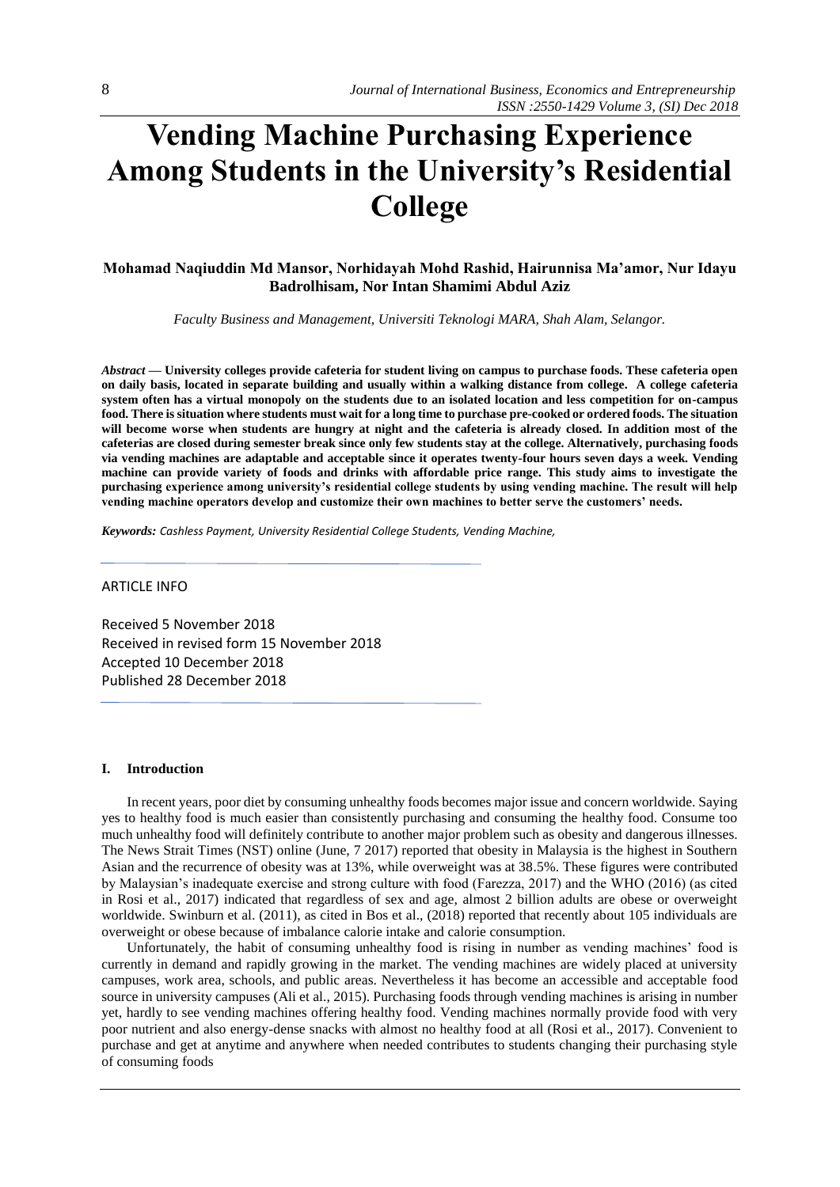# Vending Machine Purchasing Experience Among Students in the University's Residential College

**Mohamad Naqiuddin Md Mansor, Norhidayah Mohd Rashid, Hairunnisa Ma'amor, Nur Idayu Badrolhisam, Nor Intan Shamimi Abdul Aziz**

*Faculty Business and Management, Universiti Teknologi MARA, Shah Alam, Selangor.*

***Abstract* — University colleges provide cafeteria for student living on campus to purchase foods. These cafeteria open on daily basis, located in separate building and usually within a walking distance from college. A college cafeteria system often has a virtual monopoly on the students due to an isolated location and less competition for on-campus food. There is situation where students must wait for a long time to purchase pre-cooked or ordered foods. The situation will become worse when students are hungry at night and the cafeteria is already closed. In addition most of the cafeterias are closed during semester break since only few students stay at the college. Alternatively, purchasing foods via vending machines are adaptable and acceptable since it operates twenty-four hours seven days a week. Vending machine can provide variety of foods and drinks with affordable price range. This study aims to investigate the purchasing experience among university's residential college students by using vending machine. The result will help vending machine operators develop and customize their own machines to better serve the customers' needs.**

***Keywords:*** *Cashless Payment, University Residential College Students, Vending Machine,*

ARTICLE INFO

Received 5 November 2018
Received in revised form 15 November 2018
Accepted 10 December 2018
Published 28 December 2018

## I. Introduction

In recent years, poor diet by consuming unhealthy foods becomes major issue and concern worldwide. Saying yes to healthy food is much easier than consistently purchasing and consuming the healthy food. Consume too much unhealthy food will definitely contribute to another major problem such as obesity and dangerous illnesses. The News Strait Times (NST) online (June, 7 2017) reported that obesity in Malaysia is the highest in Southern Asian and the recurrence of obesity was at 13%, while overweight was at 38.5%. These figures were contributed by Malaysian's inadequate exercise and strong culture with food (Farezza, 2017) and the WHO (2016) (as cited in Rosi et al., 2017) indicated that regardless of sex and age, almost 2 billion adults are obese or overweight worldwide. Swinburn et al. (2011), as cited in Bos et al., (2018) reported that recently about 105 individuals are overweight or obese because of imbalance calorie intake and calorie consumption.

Unfortunately, the habit of consuming unhealthy food is rising in number as vending machines' food is currently in demand and rapidly growing in the market. The vending machines are widely placed at university campuses, work area, schools, and public areas. Nevertheless it has become an accessible and acceptable food source in university campuses (Ali et al., 2015). Purchasing foods through vending machines is arising in number yet, hardly to see vending machines offering healthy food. Vending machines normally provide food with very poor nutrient and also energy-dense snacks with almost no healthy food at all (Rosi et al., 2017). Convenient to purchase and get at anytime and anywhere when needed contributes to students changing their purchasing style of consuming foods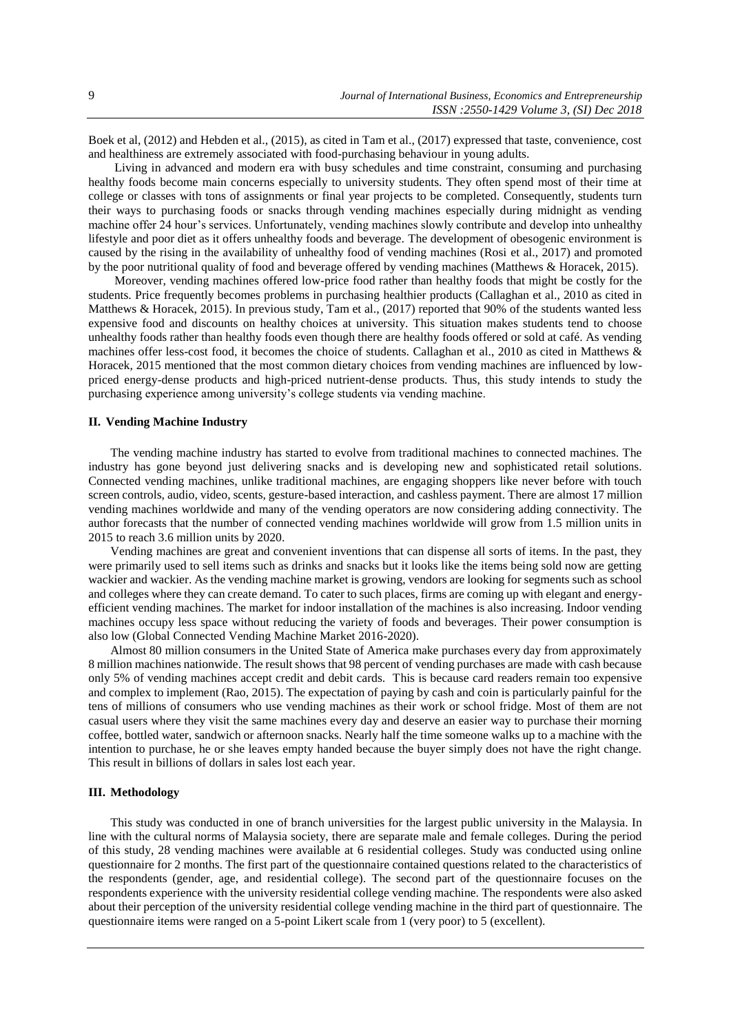Boek et al, (2012) and Hebden et al., (2015), as cited in Tam et al., (2017) expressed that taste, convenience, cost and healthiness are extremely associated with food-purchasing behaviour in young adults.

Living in advanced and modern era with busy schedules and time constraint, consuming and purchasing healthy foods become main concerns especially to university students. They often spend most of their time at college or classes with tons of assignments or final year projects to be completed. Consequently, students turn their ways to purchasing foods or snacks through vending machines especially during midnight as vending machine offer 24 hour's services. Unfortunately, vending machines slowly contribute and develop into unhealthy lifestyle and poor diet as it offers unhealthy foods and beverage. The development of obesogenic environment is caused by the rising in the availability of unhealthy food of vending machines (Rosi et al., 2017) and promoted by the poor nutritional quality of food and beverage offered by vending machines (Matthews & Horacek, 2015).

Moreover, vending machines offered low-price food rather than healthy foods that might be costly for the students. Price frequently becomes problems in purchasing healthier products (Callaghan et al., 2010 as cited in Matthews & Horacek, 2015). In previous study, Tam et al., (2017) reported that 90% of the students wanted less expensive food and discounts on healthy choices at university. This situation makes students tend to choose unhealthy foods rather than healthy foods even though there are healthy foods offered or sold at café. As vending machines offer less-cost food, it becomes the choice of students. Callaghan et al., 2010 as cited in Matthews & Horacek, 2015 mentioned that the most common dietary choices from vending machines are influenced by low-priced energy-dense products and high-priced nutrient-dense products. Thus, this study intends to study the purchasing experience among university's college students via vending machine.

## II. Vending Machine Industry

The vending machine industry has started to evolve from traditional machines to connected machines. The industry has gone beyond just delivering snacks and is developing new and sophisticated retail solutions. Connected vending machines, unlike traditional machines, are engaging shoppers like never before with touch screen controls, audio, video, scents, gesture-based interaction, and cashless payment. There are almost 17 million vending machines worldwide and many of the vending operators are now considering adding connectivity. The author forecasts that the number of connected vending machines worldwide will grow from 1.5 million units in 2015 to reach 3.6 million units by 2020.

Vending machines are great and convenient inventions that can dispense all sorts of items. In the past, they were primarily used to sell items such as drinks and snacks but it looks like the items being sold now are getting wackier and wackier. As the vending machine market is growing, vendors are looking for segments such as school and colleges where they can create demand. To cater to such places, firms are coming up with elegant and energy-efficient vending machines. The market for indoor installation of the machines is also increasing. Indoor vending machines occupy less space without reducing the variety of foods and beverages. Their power consumption is also low (Global Connected Vending Machine Market 2016-2020).

Almost 80 million consumers in the United State of America make purchases every day from approximately 8 million machines nationwide. The result shows that 98 percent of vending purchases are made with cash because only 5% of vending machines accept credit and debit cards. This is because card readers remain too expensive and complex to implement (Rao, 2015). The expectation of paying by cash and coin is particularly painful for the tens of millions of consumers who use vending machines as their work or school fridge. Most of them are not casual users where they visit the same machines every day and deserve an easier way to purchase their morning coffee, bottled water, sandwich or afternoon snacks. Nearly half the time someone walks up to a machine with the intention to purchase, he or she leaves empty handed because the buyer simply does not have the right change. This result in billions of dollars in sales lost each year.

## III. Methodology

This study was conducted in one of branch universities for the largest public university in the Malaysia. In line with the cultural norms of Malaysia society, there are separate male and female colleges. During the period of this study, 28 vending machines were available at 6 residential colleges. Study was conducted using online questionnaire for 2 months. The first part of the questionnaire contained questions related to the characteristics of the respondents (gender, age, and residential college). The second part of the questionnaire focuses on the respondents experience with the university residential college vending machine. The respondents were also asked about their perception of the university residential college vending machine in the third part of questionnaire. The questionnaire items were ranged on a 5-point Likert scale from 1 (very poor) to 5 (excellent).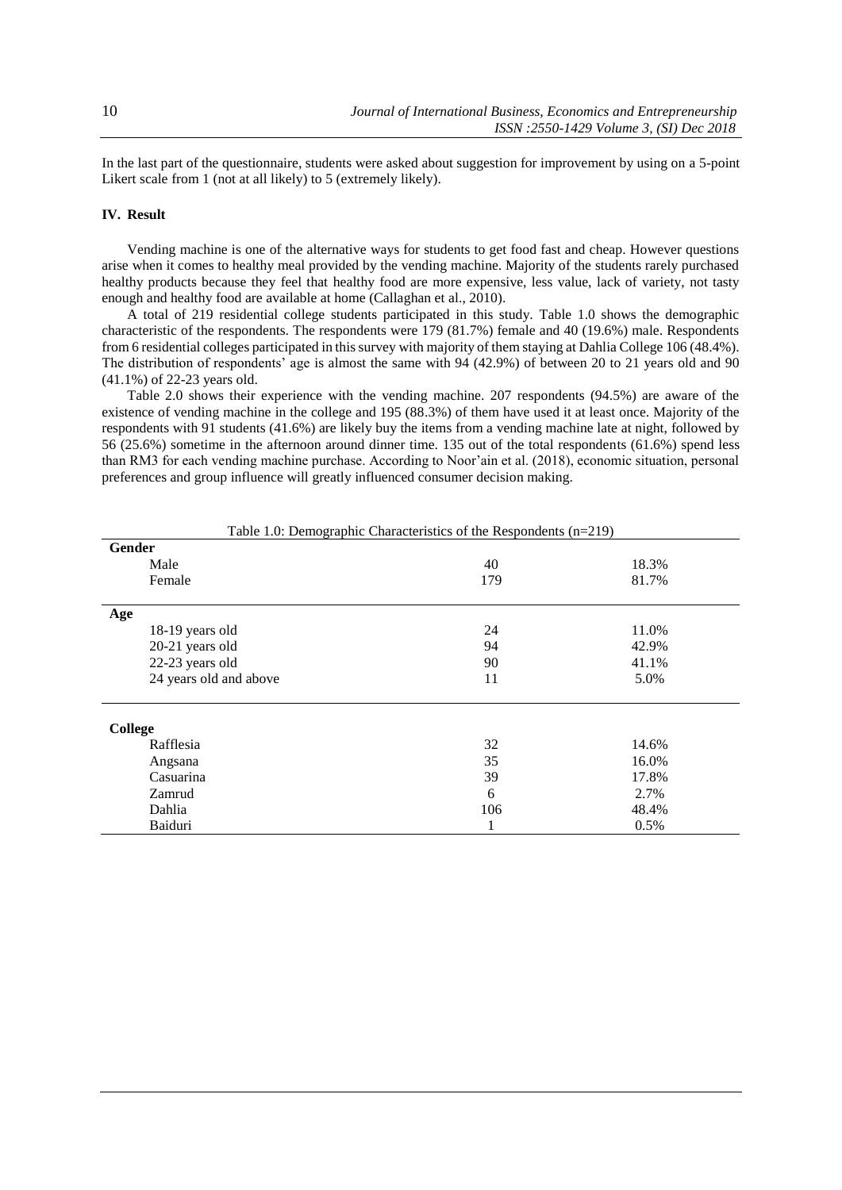In the last part of the questionnaire, students were asked about suggestion for improvement by using on a 5-point Likert scale from 1 (not at all likely) to 5 (extremely likely).

## IV. Result

Vending machine is one of the alternative ways for students to get food fast and cheap. However questions arise when it comes to healthy meal provided by the vending machine. Majority of the students rarely purchased healthy products because they feel that healthy food are more expensive, less value, lack of variety, not tasty enough and healthy food are available at home (Callaghan et al., 2010).

A total of 219 residential college students participated in this study. Table 1.0 shows the demographic characteristic of the respondents. The respondents were 179 (81.7%) female and 40 (19.6%) male. Respondents from 6 residential colleges participated in this survey with majority of them staying at Dahlia College 106 (48.4%). The distribution of respondents' age is almost the same with 94 (42.9%) of between 20 to 21 years old and 90 (41.1%) of 22-23 years old.

Table 2.0 shows their experience with the vending machine. 207 respondents (94.5%) are aware of the existence of vending machine in the college and 195 (88.3%) of them have used it at least once. Majority of the respondents with 91 students (41.6%) are likely buy the items from a vending machine late at night, followed by 56 (25.6%) sometime in the afternoon around dinner time. 135 out of the total respondents (61.6%) spend less than RM3 for each vending machine purchase. According to Noor'ain et al. (2018), economic situation, personal preferences and group influence will greatly influenced consumer decision making.

Table 1.0: Demographic Characteristics of the Respondents (n=219)

| | | |
|---|---|---|
| **Gender** | | |
| Male | 40 | 18.3% |
| Female | 179 | 81.7% |
| **Age** | | |
| 18-19 years old | 24 | 11.0% |
| 20-21 years old | 94 | 42.9% |
| 22-23 years old | 90 | 41.1% |
| 24 years old and above | 11 | 5.0% |
| **College** | | |
| Rafflesia | 32 | 14.6% |
| Angsana | 35 | 16.0% |
| Casuarina | 39 | 17.8% |
| Zamrud | 6 | 2.7% |
| Dahlia | 106 | 48.4% |
| Baiduri | 1 | 0.5% |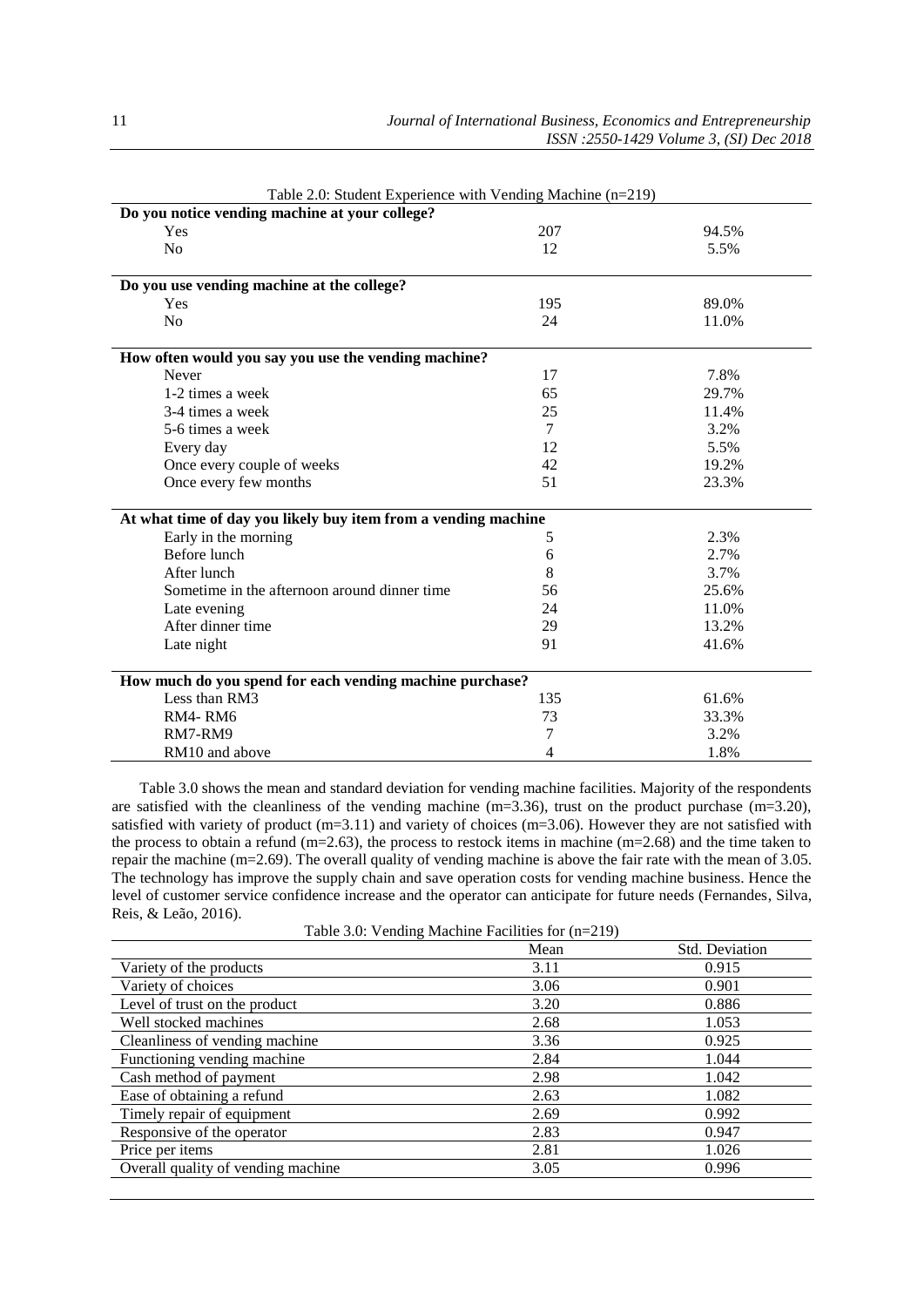Table 2.0: Student Experience with Vending Machine (n=219)

| | | |
|---|---|---|
| **Do you notice vending machine at your college?** | | |
| Yes | 207 | 94.5% |
| No | 12 | 5.5% |
| **Do you use vending machine at the college?** | | |
| Yes | 195 | 89.0% |
| No | 24 | 11.0% |
| **How often would you say you use the vending machine?** | | |
| Never | 17 | 7.8% |
| 1-2 times a week | 65 | 29.7% |
| 3-4 times a week | 25 | 11.4% |
| 5-6 times a week | 7 | 3.2% |
| Every day | 12 | 5.5% |
| Once every couple of weeks | 42 | 19.2% |
| Once every few months | 51 | 23.3% |
| **At what time of day you likely buy item from a vending machine** | | |
| Early in the morning | 5 | 2.3% |
| Before lunch | 6 | 2.7% |
| After lunch | 8 | 3.7% |
| Sometime in the afternoon around dinner time | 56 | 25.6% |
| Late evening | 24 | 11.0% |
| After dinner time | 29 | 13.2% |
| Late night | 91 | 41.6% |
| **How much do you spend for each vending machine purchase?** | | |
| Less than RM3 | 135 | 61.6% |
| RM4- RM6 | 73 | 33.3% |
| RM7-RM9 | 7 | 3.2% |
| RM10 and above | 4 | 1.8% |

Table 3.0 shows the mean and standard deviation for vending machine facilities. Majority of the respondents are satisfied with the cleanliness of the vending machine (m=3.36), trust on the product purchase (m=3.20), satisfied with variety of product (m=3.11) and variety of choices (m=3.06). However they are not satisfied with the process to obtain a refund (m=2.63), the process to restock items in machine (m=2.68) and the time taken to repair the machine (m=2.69). The overall quality of vending machine is above the fair rate with the mean of 3.05. The technology has improve the supply chain and save operation costs for vending machine business. Hence the level of customer service confidence increase and the operator can anticipate for future needs (Fernandes, Silva, Reis, & Leão, 2016).

Table 3.0: Vending Machine Facilities for (n=219)

| | Mean | Std. Deviation |
|---|---|---|
| Variety of the products | 3.11 | 0.915 |
| Variety of choices | 3.06 | 0.901 |
| Level of trust on the product | 3.20 | 0.886 |
| Well stocked machines | 2.68 | 1.053 |
| Cleanliness of vending machine | 3.36 | 0.925 |
| Functioning vending machine | 2.84 | 1.044 |
| Cash method of payment | 2.98 | 1.042 |
| Ease of obtaining a refund | 2.63 | 1.082 |
| Timely repair of equipment | 2.69 | 0.992 |
| Responsive of the operator | 2.83 | 0.947 |
| Price per items | 2.81 | 1.026 |
| Overall quality of vending machine | 3.05 | 0.996 |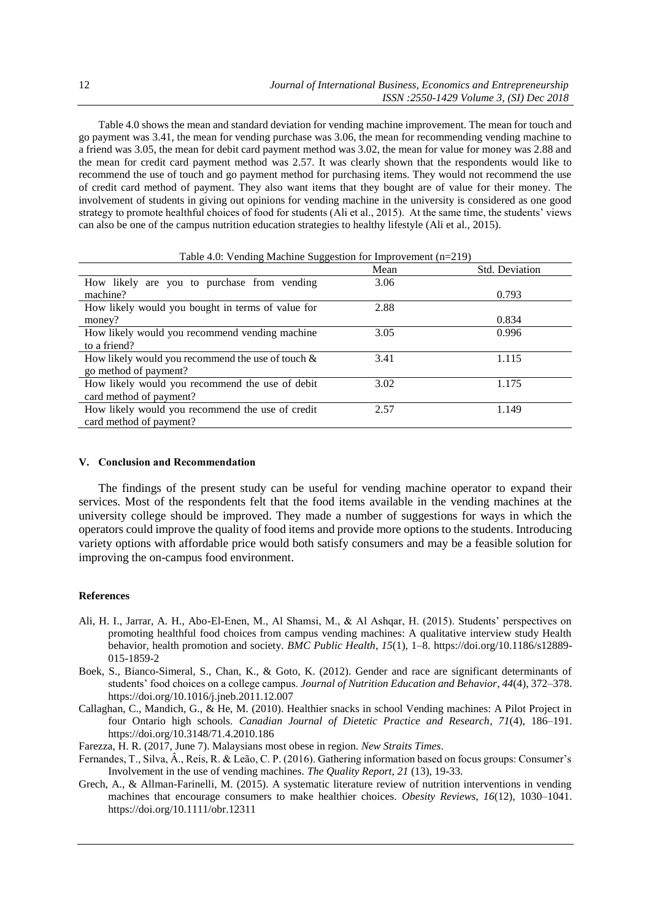Table 4.0 shows the mean and standard deviation for vending machine improvement. The mean for touch and go payment was 3.41, the mean for vending purchase was 3.06, the mean for recommending vending machine to a friend was 3.05, the mean for debit card payment method was 3.02, the mean for value for money was 2.88 and the mean for credit card payment method was 2.57. It was clearly shown that the respondents would like to recommend the use of touch and go payment method for purchasing items. They would not recommend the use of credit card method of payment. They also want items that they bought are of value for their money. The involvement of students in giving out opinions for vending machine in the university is considered as one good strategy to promote healthful choices of food for students (Ali et al., 2015). At the same time, the students' views can also be one of the campus nutrition education strategies to healthy lifestyle (Ali et al., 2015).

Table 4.0: Vending Machine Suggestion for Improvement (n=219)

| | Mean | Std. Deviation |
|---|---|---|
| How likely are you to purchase from vending machine? | 3.06 | 0.793 |
| How likely would you bought in terms of value for money? | 2.88 | 0.834 |
| How likely would you recommend vending machine to a friend? | 3.05 | 0.996 |
| How likely would you recommend the use of touch & go method of payment? | 3.41 | 1.115 |
| How likely would you recommend the use of debit card method of payment? | 3.02 | 1.175 |
| How likely would you recommend the use of credit card method of payment? | 2.57 | 1.149 |

## V. Conclusion and Recommendation

The findings of the present study can be useful for vending machine operator to expand their services. Most of the respondents felt that the food items available in the vending machines at the university college should be improved. They made a number of suggestions for ways in which the operators could improve the quality of food items and provide more options to the students. Introducing variety options with affordable price would both satisfy consumers and may be a feasible solution for improving the on-campus food environment.

### References

Ali, H. I., Jarrar, A. H., Abo-El-Enen, M., Al Shamsi, M., & Al Ashqar, H. (2015). Students' perspectives on promoting healthful food choices from campus vending machines: A qualitative interview study Health behavior, health promotion and society. *BMC Public Health*, *15*(1), 1–8. https://doi.org/10.1186/s12889-015-1859-2

Boek, S., Bianco-Simeral, S., Chan, K., & Goto, K. (2012). Gender and race are significant determinants of students' food choices on a college campus. *Journal of Nutrition Education and Behavior*, *44*(4), 372–378. https://doi.org/10.1016/j.jneb.2011.12.007

Callaghan, C., Mandich, G., & He, M. (2010). Healthier snacks in school Vending machines: A Pilot Project in four Ontario high schools. *Canadian Journal of Dietetic Practice and Research*, *71*(4), 186–191. https://doi.org/10.3148/71.4.2010.186

Farezza, H. R. (2017, June 7). Malaysians most obese in region. *New Straits Times*.

Fernandes, T., Silva, Â., Reis, R. & Leão, C. P. (2016). Gathering information based on focus groups: Consumer's Involvement in the use of vending machines. *The Quality Report, 21* (13), 19-33.

Grech, A., & Allman-Farinelli, M. (2015). A systematic literature review of nutrition interventions in vending machines that encourage consumers to make healthier choices. *Obesity Reviews*, *16*(12), 1030–1041. https://doi.org/10.1111/obr.12311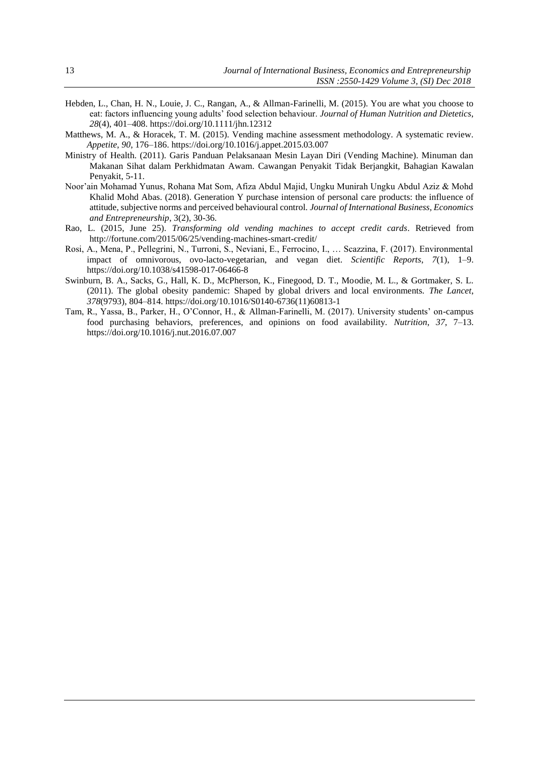Hebden, L., Chan, H. N., Louie, J. C., Rangan, A., & Allman-Farinelli, M. (2015). You are what you choose to eat: factors influencing young adults' food selection behaviour. *Journal of Human Nutrition and Dietetics*, *28*(4), 401–408. https://doi.org/10.1111/jhn.12312

Matthews, M. A., & Horacek, T. M. (2015). Vending machine assessment methodology. A systematic review. *Appetite*, *90*, 176–186. https://doi.org/10.1016/j.appet.2015.03.007

Ministry of Health. (2011). Garis Panduan Pelaksanaan Mesin Layan Diri (Vending Machine). Minuman dan Makanan Sihat dalam Perkhidmatan Awam. Cawangan Penyakit Tidak Berjangkit, Bahagian Kawalan Penyakit, 5-11.

Noor'ain Mohamad Yunus, Rohana Mat Som, Afiza Abdul Majid, Ungku Munirah Ungku Abdul Aziz & Mohd Khalid Mohd Abas. (2018). Generation Y purchase intension of personal care products: the influence of attitude, subjective norms and perceived behavioural control. *Journal of International Business, Economics and Entrepreneurship*, 3(2), 30-36.

Rao, L. (2015, June 25). *Transforming old vending machines to accept credit cards*. Retrieved from http://fortune.com/2015/06/25/vending-machines-smart-credit/

Rosi, A., Mena, P., Pellegrini, N., Turroni, S., Neviani, E., Ferrocino, I., … Scazzina, F. (2017). Environmental impact of omnivorous, ovo-lacto-vegetarian, and vegan diet. *Scientific Reports*, *7*(1), 1–9. https://doi.org/10.1038/s41598-017-06466-8

Swinburn, B. A., Sacks, G., Hall, K. D., McPherson, K., Finegood, D. T., Moodie, M. L., & Gortmaker, S. L. (2011). The global obesity pandemic: Shaped by global drivers and local environments. *The Lancet*, *378*(9793), 804–814. https://doi.org/10.1016/S0140-6736(11)60813-1

Tam, R., Yassa, B., Parker, H., O'Connor, H., & Allman-Farinelli, M. (2017). University students' on-campus food purchasing behaviors, preferences, and opinions on food availability. *Nutrition*, *37*, 7–13. https://doi.org/10.1016/j.nut.2016.07.007